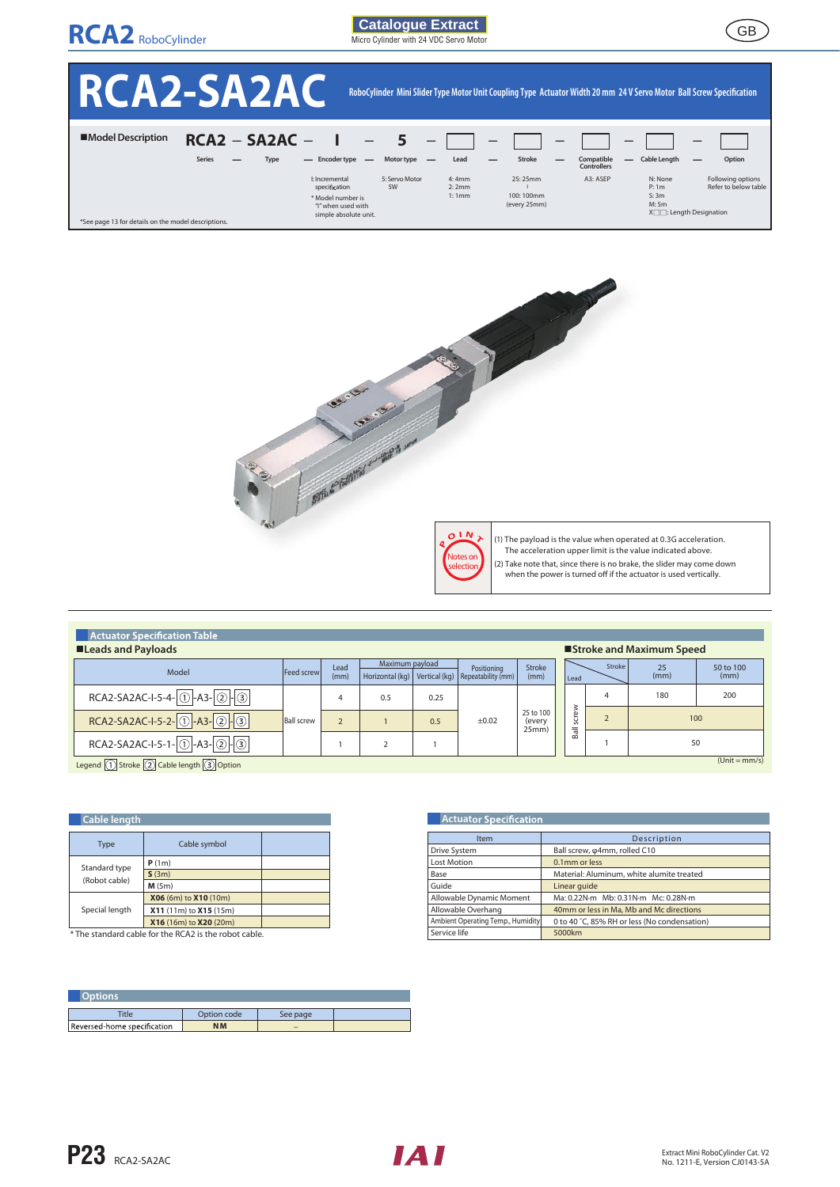# RCA2-SA2AC

RoboCylinder Mini Slider Type Motor Unit Coupling Type Actuator Width 20 mm 24 V Servo Motor Ball Screw Specification

■Model Description

| RCA2 | – | SA2AC | – | I | – | 5 | – | | – | | – | | – | | – | |
|---|---|---|---|---|---|---|---|---|---|---|---|---|---|---|---|---|
| Series | – | Type | – | Encoder type | – | Motor type | – | Lead | – | Stroke | – | Compatible Controllers | – | Cable Length | – | Option |
| | | | | I: Incremental specification<br>* Model number is "I" when used with simple absolute unit. | | 5: Servo Motor 5W | | 4: 4mm<br>2: 2mm<br>1: 1mm | | 25: 25mm<br>⁞<br>100: 100mm<br>(every 25mm) | | A3: ASEP | | N: None<br>P: 1m<br>S: 3m<br>M: 5m<br>X□□: Length Designation | | Following options<br>Refer to below table |

*See page 13 for details on the model descriptions.

**POINT – Notes on selection**

(1) The payload is the value when operated at 0.3G acceleration. The acceleration upper limit is the value indicated above.
(2) Take note that, since there is no brake, the slider may come down when the power is turned off if the actuator is used vertically.

## Actuator Specification Table

### ■Leads and Payloads

| Model | Feed screw | Lead (mm) | Maximum payload Horizontal (kg) | Maximum payload Vertical (kg) | Positioning Repeatability (mm) | Stroke (mm) |
|---|---|---|---|---|---|---|
| RCA2-SA2AC-I-5-4-①-A3-②-③ | Ball screw | 4 | 0.5 | 0.25 | ±0.02 | 25 to 100 (every 25mm) |
| RCA2-SA2AC-I-5-2-①-A3-②-③ | Ball screw | 2 | 1 | 0.5 | ±0.02 | 25 to 100 (every 25mm) |
| RCA2-SA2AC-I-5-1-①-A3-②-③ | Ball screw | 1 | 2 | 1 | ±0.02 | 25 to 100 (every 25mm) |

Legend ① Stroke ② Cable length ③ Option

### ■Stroke and Maximum Speed

| | Lead \ Stroke | 25 (mm) | 50 to 100 (mm) |
|---|---|---|---|
| Ball screw | 4 | 180 | 200 |
| Ball screw | 2 | 100 | 100 |
| Ball screw | 1 | 50 | 50 |

(Unit = mm/s)

## Cable length

| Type | Cable symbol | |
|---|---|---|
| Standard type (Robot cable) | **P** (1m) | |
| | **S** (3m) | |
| | **M** (5m) | |
| Special length | **X06** (6m) to **X10** (10m) | |
| | **X11** (11m) to **X15** (15m) | |
| | **X16** (16m) to **X20** (20m) | |

* The standard cable for the RCA2 is the robot cable.

## Actuator Specification

| Item | Description |
|---|---|
| Drive System | Ball screw, φ4mm, rolled C10 |
| Lost Motion | 0.1mm or less |
| Base | Material: Aluminum, white alumite treated |
| Guide | Linear guide |
| Allowable Dynamic Moment | Ma: 0.22N·m Mb: 0.31N·m Mc: 0.28N·m |
| Allowable Overhang | 40mm or less in Ma, Mb and Mc directions |
| Ambient Operating Temp., Humidity | 0 to 40 °C, 85% RH or less (No condensation) |
| Service life | 5000km |

## Options

| Title | Option code | See page | |
|---|---|---|---|
| Reversed-home specification | **NM** | – | |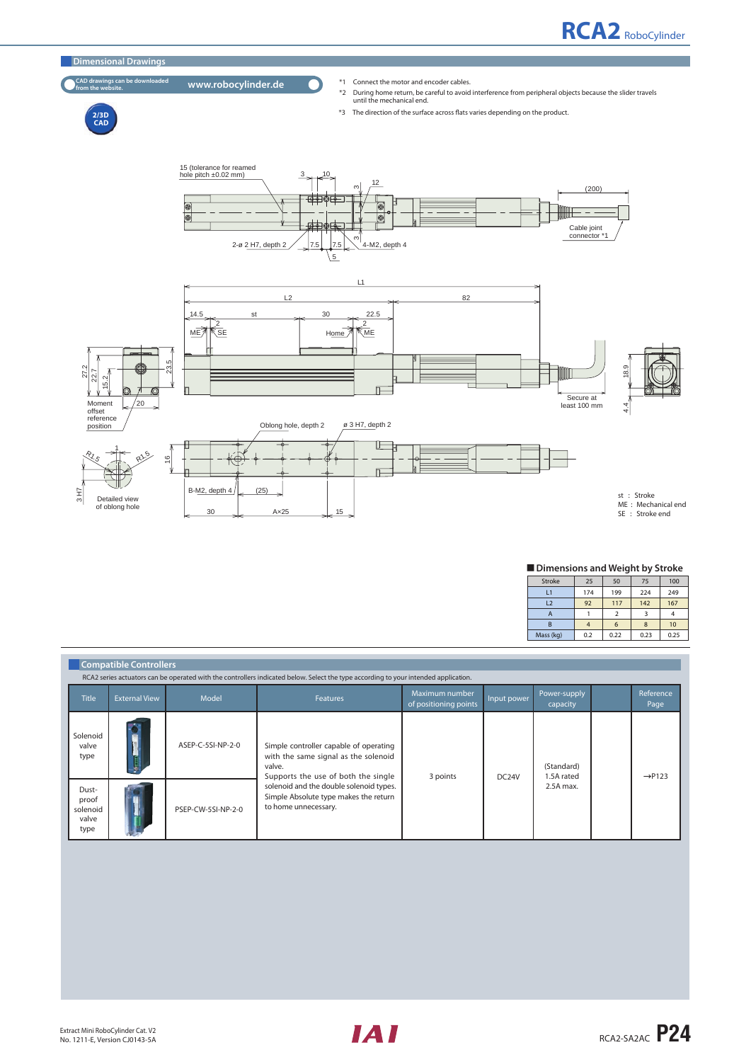## Dimensional Drawings

CAD drawings can be downloaded from the website. www.robocylinder.de

2/3D CAD

*1 Connect the motor and encoder cables.
*2 During home return, be careful to avoid interference from peripheral objects because the slider travels until the mechanical end.
*3 The direction of the surface across flats varies depending on the product.

15 (tolerance for reamed hole pitch ±0.02 mm)

2-ø 2 H7, depth 2

4-M2, depth 4

Cable joint connector *1

Secure at least 100 mm

Moment offset reference position

Oblong hole, depth 2

ø 3 H7, depth 2

B-M2, depth 4

Detailed view of oblong hole

st : Stroke
ME : Mechanical end
SE : Stroke end

### Dimensions and Weight by Stroke

| Stroke | 25 | 50 | 75 | 100 |
|---|---|---|---|---|
| L1 | 174 | 199 | 224 | 249 |
| L2 | 92 | 117 | 142 | 167 |
| A | 1 | 2 | 3 | 4 |
| B | 4 | 6 | 8 | 10 |
| Mass (kg) | 0.2 | 0.22 | 0.23 | 0.25 |

## Compatible Controllers

RCA2 series actuators can be operated with the controllers indicated below. Select the type according to your intended application.

| Title | External View | Model | Features | Maximum number of positioning points | Input power | Power-supply capacity | | Reference Page |
|---|---|---|---|---|---|---|---|---|
| Solenoid valve type | | ASEP-C-5SI-NP-2-0 | Simple controller capable of operating with the same signal as the solenoid valve. Supports the use of both the single solenoid and the double solenoid types. Simple Absolute type makes the return to home unnecessary. | 3 points | DC24V | (Standard) 1.5A rated 2.5A max. | | →P123 |
| Dust-proof solenoid valve type | | PSEP-CW-5SI-NP-2-0 | | | | | | |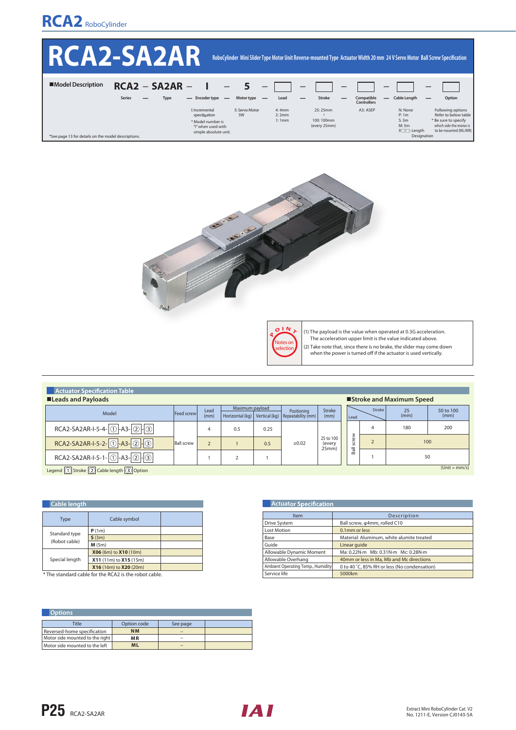# RCA2-SA2AR

RoboCylinder Mini Slider Type Motor Unit Reverse-mounted Type Actuator Width 20 mm 24 V Servo Motor Ball Screw Specification

## ■Model Description

| RCA2 | – | SA2AR | – | I | – | 5 | – | | – | | – | | – | | – | |
|---|---|---|---|---|---|---|---|---|---|---|---|---|---|---|---|---|
| Series | – | Type | – | Encoder type | – | Motor type | – | Lead | – | Stroke | – | Compatible Controllers | – | Cable Length | – | Option |
| | | | | I: Incremental specification<br>* Model number is "I" when used with simple absolute unit. | | 5: Servo Motor 5W | | 4: 4mm<br>2: 2mm<br>1: 1mm | | 25: 25mm<br>⁞<br>100: 100mm<br>(every 25mm) | | A3: ASEP | | N: None<br>P: 1m<br>S: 3m<br>M: 5m<br>X□□: Length Designation | | Following options Refer to below table<br>* Be sure to specify which side the motor is to be mounted (ML/MR) |

*See page 13 for details on the model descriptions.

**POINT Notes on selection**

(1) The payload is the value when operated at 0.3G acceleration. The acceleration upper limit is the value indicated above.

(2) Take note that, since there is no brake, the slider may come down when the power is turned off if the actuator is used vertically.

## Actuator Specification Table

### ■Leads and Payloads

| Model | Feed screw | Lead (mm) | Maximum payload Horizontal (kg) | Maximum payload Vertical (kg) | Positioning Repeatability (mm) | Stroke (mm) |
|---|---|---|---|---|---|---|
| RCA2-SA2AR-I-5-4-①-A3-②-③ | Ball screw | 4 | 0.5 | 0.25 | ±0.02 | 25 to 100 (every 25mm) |
| RCA2-SA2AR-I-5-2-①-A3-②-③ | Ball screw | 2 | 1 | 0.5 | ±0.02 | 25 to 100 (every 25mm) |
| RCA2-SA2AR-I-5-1-①-A3-②-③ | Ball screw | 1 | 2 | 1 | ±0.02 | 25 to 100 (every 25mm) |

Legend ① Stroke ② Cable length ③ Option

### ■Stroke and Maximum Speed

| | Lead \ Stroke | 25 (mm) | 50 to 100 (mm) |
|---|---|---|---|
| Ball screw | 4 | 180 | 200 |
| Ball screw | 2 | 100 | 100 |
| Ball screw | 1 | 50 | 50 |

(Unit = mm/s)

## Cable length

| Type | Cable symbol |
|---|---|
| Standard type (Robot cable) | **P** (1m) |
| | **S** (3m) |
| | **M** (5m) |
| Special length | **X06** (6m) to **X10** (10m) |
| | **X11** (11m) to **X15** (15m) |
| | **X16** (16m) to **X20** (20m) |

* The standard cable for the RCA2 is the robot cable.

## Actuator Specification

| Item | Description |
|---|---|
| Drive System | Ball screw, φ4mm, rolled C10 |
| Lost Motion | 0.1mm or less |
| Base | Material: Aluminum, white alumite treated |
| Guide | Linear guide |
| Allowable Dynamic Moment | Ma: 0.22N·m Mb: 0.31N·m Mc: 0.28N·m |
| Allowable Overhang | 40mm or less in Ma, Mb and Mc directions |
| Ambient Operating Temp., Humidity | 0 to 40 °C, 85% RH or less (No condensation) |
| Service life | 5000km |

## Options

| Title | Option code | See page |
|---|---|---|
| Reversed-home specification | **NM** | – |
| Motor side mounted to the right | **MR** | – |
| Motor side mounted to the left | **ML** | – |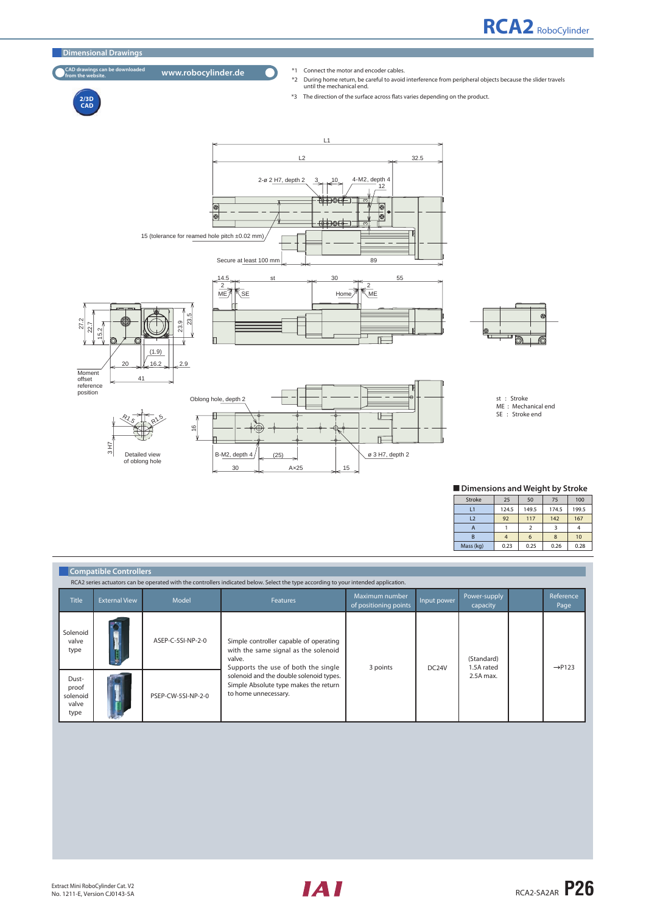## Dimensional Drawings

CAD drawings can be downloaded from the website. www.robocylinder.de

2/3D CAD

*1 Connect the motor and encoder cables.
*2 During home return, be careful to avoid interference from peripheral objects because the slider travels until the mechanical end.
*3 The direction of the surface across flats varies depending on the product.

L1
L2
32.5
2-ø 2 H7, depth 2
3
10
4-M2, depth 4
12
3
3
15 (tolerance for reamed hole pitch ±0.02 mm)
Secure at least 100 mm
89
14.5
st
30
55
2
2
ME
SE
Home
ME
27.2
22.7
15.2
23.9
23.5
(1.9)
20
16.2
2.9
41
Moment offset reference position
Oblong hole, depth 2
16
R1.5
R1.5
1
3 H7
Detailed view of oblong hole
B-M2, depth 4
(25)
ø 3 H7, depth 2
30
A×25
15

st : Stroke
ME : Mechanical end
SE : Stroke end

### Dimensions and Weight by Stroke

| Stroke | 25 | 50 | 75 | 100 |
|---|---|---|---|---|
| L1 | 124.5 | 149.5 | 174.5 | 199.5 |
| L2 | 92 | 117 | 142 | 167 |
| A | 1 | 2 | 3 | 4 |
| B | 4 | 6 | 8 | 10 |
| Mass (kg) | 0.23 | 0.25 | 0.26 | 0.28 |

## Compatible Controllers

RCA2 series actuators can be operated with the controllers indicated below. Select the type according to your intended application.

| Title | External View | Model | Features | Maximum number of positioning points | Input power | Power-supply capacity | | Reference Page |
|---|---|---|---|---|---|---|---|---|
| Solenoid valve type | | ASEP-C-5SI-NP-2-0 | Simple controller capable of operating with the same signal as the solenoid valve. Supports the use of both the single solenoid and the double solenoid types. Simple Absolute type makes the return to home unnecessary. | 3 points | DC24V | (Standard) 1.5A rated 2.5A max. | | →P123 |
| Dust-proof solenoid valve type | | PSEP-CW-5SI-NP-2-0 | | | | | | |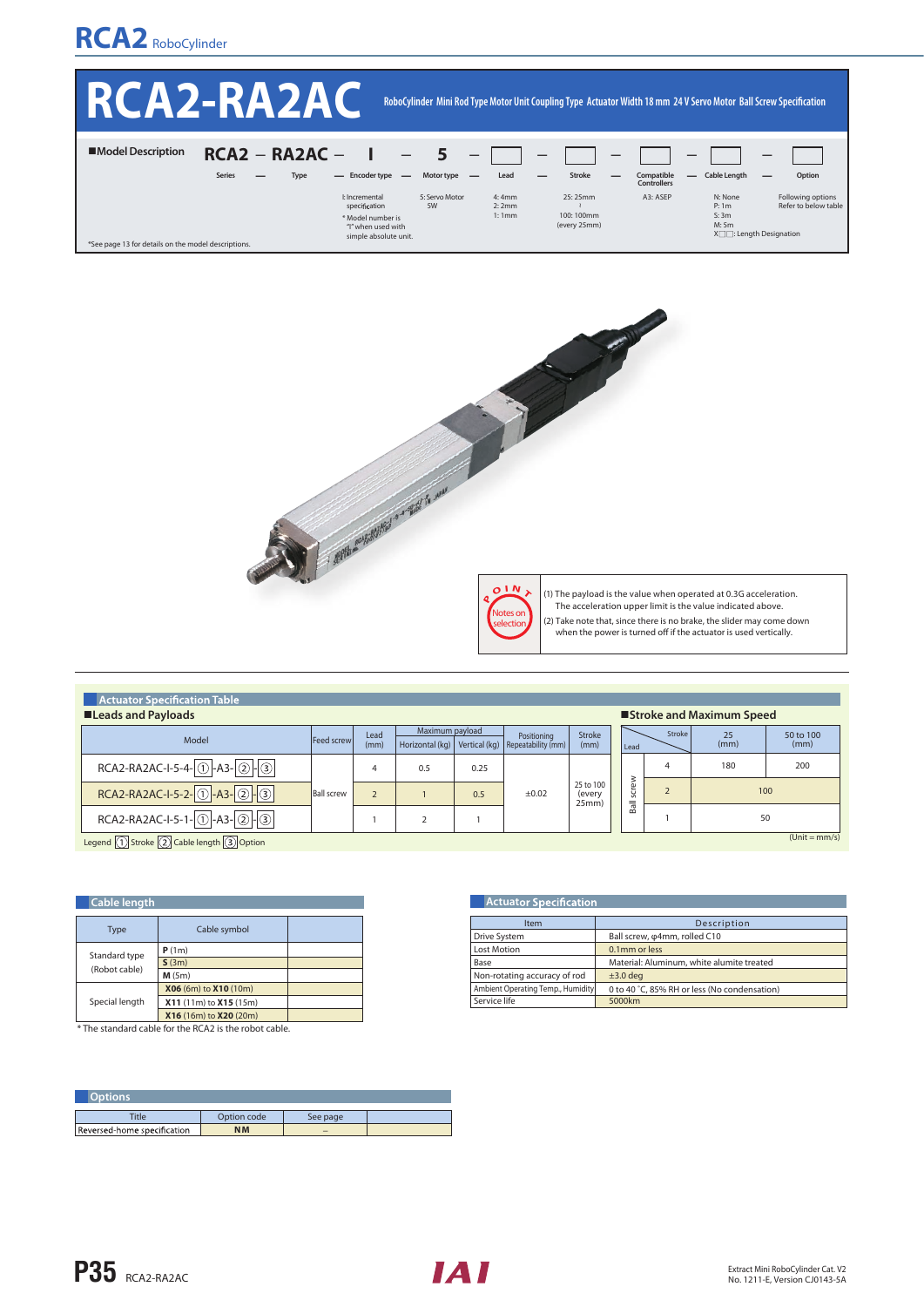# RCA2-RA2AC

RoboCylinder Mini Rod Type Motor Unit Coupling Type Actuator Width 18 mm 24 V Servo Motor Ball Screw Specification

■Model Description

| RCA2 | – | RA2AC | – | I | – | 5 | – | | – | | – | | – | | – | |
|---|---|---|---|---|---|---|---|---|---|---|---|---|---|---|---|---|
| Series | – | Type | – | Encoder type | – | Motor type | – | Lead | – | Stroke | – | Compatible Controllers | – | Cable Length | – | Option |
| | | | | I: Incremental specification<br>* Model number is "I" when used with simple absolute unit. | | 5: Servo Motor 5W | | 4: 4mm<br>2: 2mm<br>1: 1mm | | 25: 25mm<br>⁞<br>100: 100mm<br>(every 25mm) | | A3: ASEP | | N: None<br>P: 1m<br>S: 3m<br>M: 5m<br>X□□: Length Designation | | Following options Refer to below table |

*See page 13 for details on the model descriptions.

POINT Notes on selection

(1) The payload is the value when operated at 0.3G acceleration. The acceleration upper limit is the value indicated above.
(2) Take note that, since there is no brake, the slider may come down when the power is turned off if the actuator is used vertically.

## Actuator Specification Table

### ■Leads and Payloads

| Model | Feed screw | Lead (mm) | Maximum payload Horizontal (kg) | Maximum payload Vertical (kg) | Positioning Repeatability (mm) | Stroke (mm) |
|---|---|---|---|---|---|---|
| RCA2-RA2AC-I-5-4-①-A3-②-③ | Ball screw | 4 | 0.5 | 0.25 | ±0.02 | 25 to 100 (every 25mm) |
| RCA2-RA2AC-I-5-2-①-A3-②-③ | | 2 | 1 | 0.5 | | |
| RCA2-RA2AC-I-5-1-①-A3-②-③ | | 1 | 2 | 1 | | |

Legend ① Stroke ② Cable length ③ Option

### ■Stroke and Maximum Speed

| | Lead \ Stroke | 25 (mm) | 50 to 100 (mm) |
|---|---|---|---|
| Ball screw | 4 | 180 | 200 |
| | 2 | 100 | |
| | 1 | 50 | |

(Unit = mm/s)

## Cable length

| Type | Cable symbol | |
|---|---|---|
| Standard type (Robot cable) | **P** (1m) | |
| | **S** (3m) | |
| | **M** (5m) | |
| Special length | **X06** (6m) to **X10** (10m) | |
| | **X11** (11m) to **X15** (15m) | |
| | **X16** (16m) to **X20** (20m) | |

* The standard cable for the RCA2 is the robot cable.

## Actuator Specification

| Item | Description |
|---|---|
| Drive System | Ball screw, φ4mm, rolled C10 |
| Lost Motion | 0.1mm or less |
| Base | Material: Aluminum, white alumite treated |
| Non-rotating accuracy of rod | ±3.0 deg |
| Ambient Operating Temp., Humidity | 0 to 40 °C, 85% RH or less (No condensation) |
| Service life | 5000km |

## Options

| Title | Option code | See page | |
|---|---|---|---|
| Reversed-home specification | NM | – | |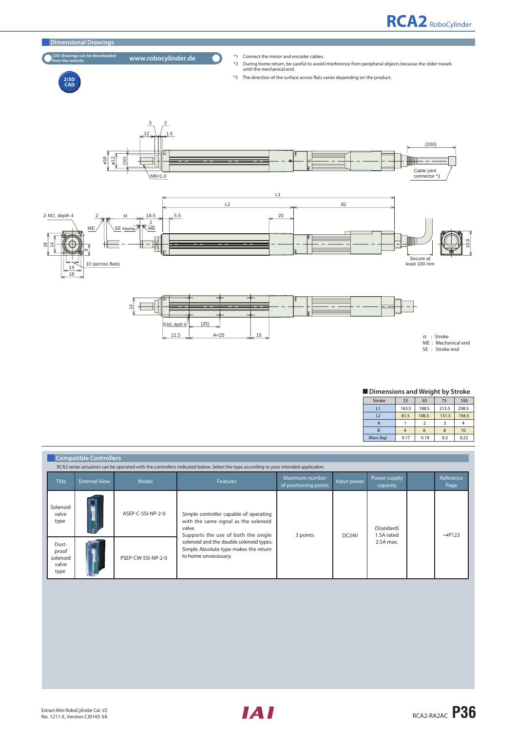## Dimensional Drawings

CAD drawings can be downloaded from the website. www.robocylinder.de

2/3D CAD

*1 Connect the motor and encoder cables.

*2 During home return, be careful to avoid interference from peripheral objects because the slider travels until the mechanical end.

*3 The direction of the surface across flats varies depending on the product.

st : Stroke
ME : Mechanical end
SE : Stroke end

### ■ Dimensions and Weight by Stroke

| Stroke | 25 | 50 | 75 | 100 |
|---|---|---|---|---|
| L1 | 163.5 | 188.5 | 213.5 | 238.5 |
| L2 | 81.5 | 106.5 | 131.5 | 156.5 |
| A | 1 | 2 | 3 | 4 |
| B | 4 | 6 | 8 | 10 |
| Mass (kg) | 0.17 | 0.19 | 0.2 | 0.22 |

## Compatible Controllers

RCA2 series actuators can be operated with the controllers indicated below. Select the type according to your intended application.

| Title | External View | Model | Features | Maximum number of positioning points | Input power | Power-supply capacity | | Reference Page |
|---|---|---|---|---|---|---|---|---|
| Solenoid valve type | | ASEP-C-5SI-NP-2-0 | Simple controller capable of operating with the same signal as the solenoid valve. Supports the use of both the single solenoid and the double solenoid types. Simple Absolute type makes the return to home unnecessary. | 3 points | DC24V | (Standard) 1.5A rated 2.5A max. | | →P123 |
| Dust-proof solenoid valve type | | PSEP-CW-5SI-NP-2-0 | | | | | | |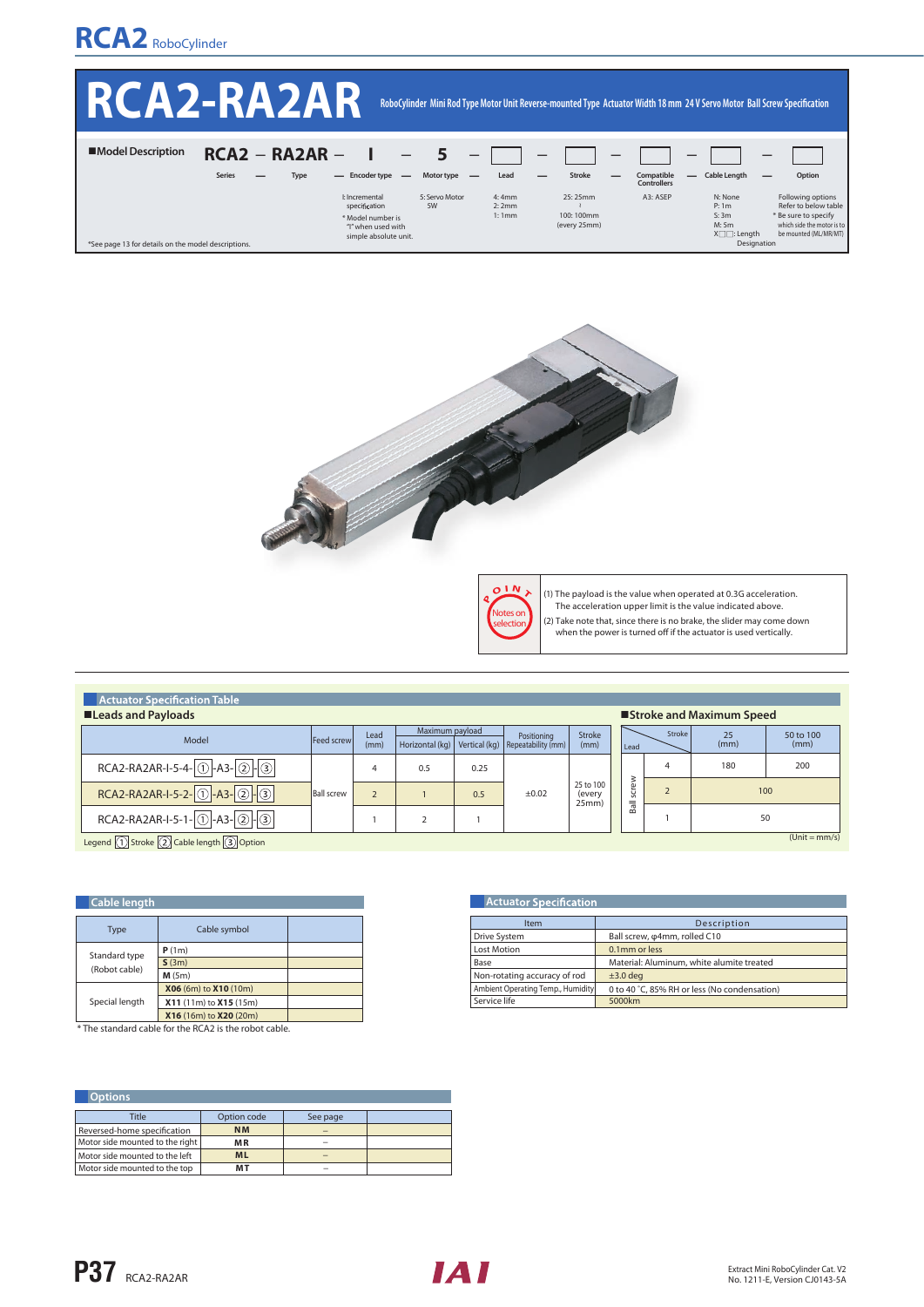# RCA2-RA2AR

RoboCylinder Mini Rod Type Motor Unit Reverse-mounted Type Actuator Width 18 mm 24 V Servo Motor Ball Screw Specification

## ■Model Description

| RCA2 | – | RA2AR | – | I | – | 5 | – | | – | | – | | – | | – | |
|---|---|---|---|---|---|---|---|---|---|---|---|---|---|---|---|---|
| Series | – | Type | – | Encoder type | – | Motor type | – | Lead | – | Stroke | – | Compatible Controllers | – | Cable Length | – | Option |
| | | | | I: Incremental specification * Model number is "I" when used with simple absolute unit. | | 5: Servo Motor 5W | | 4: 4mm 2: 2mm 1: 1mm | | 25: 25mm ⁝ 100: 100mm (every 25mm) | | A3: ASEP | | N: None P: 1m S: 3m M: 5m X□□: Length Designation | | Following options Refer to below table * Be sure to specify which side the motor is to be mounted (ML/MR/MT) |

*See page 13 for details on the model descriptions.

**Notes on selection**

(1) The payload is the value when operated at 0.3G acceleration. The acceleration upper limit is the value indicated above.
(2) Take note that, since there is no brake, the slider may come down when the power is turned off if the actuator is used vertically.

## Actuator Specification Table

### ■Leads and Payloads

| Model | Feed screw | Lead (mm) | Maximum payload Horizontal (kg) | Maximum payload Vertical (kg) | Positioning Repeatability (mm) | Stroke (mm) |
|---|---|---|---|---|---|---|
| RCA2-RA2AR-I-5-4-①-A3-②-③ | Ball screw | 4 | 0.5 | 0.25 | ±0.02 | 25 to 100 (every 25mm) |
| RCA2-RA2AR-I-5-2-①-A3-②-③ | | 2 | 1 | 0.5 | | |
| RCA2-RA2AR-I-5-1-①-A3-②-③ | | 1 | 2 | 1 | | |

Legend ① Stroke ② Cable length ③ Option

### ■Stroke and Maximum Speed

| | Lead \ Stroke | 25 (mm) | 50 to 100 (mm) |
|---|---|---|---|
| Ball screw | 4 | 180 | 200 |
| | 2 | 100 | |
| | 1 | 50 | |

(Unit = mm/s)

## Cable length

| Type | Cable symbol |
|---|---|
| Standard type (Robot cable) | **P** (1m) |
| | **S** (3m) |
| | **M** (5m) |
| Special length | **X06** (6m) to **X10** (10m) |
| | **X11** (11m) to **X15** (15m) |
| | **X16** (16m) to **X20** (20m) |

* The standard cable for the RCA2 is the robot cable.

## Actuator Specification

| Item | Description |
|---|---|
| Drive System | Ball screw, φ4mm, rolled C10 |
| Lost Motion | 0.1mm or less |
| Base | Material: Aluminum, white alumite treated |
| Non-rotating accuracy of rod | ±3.0 deg |
| Ambient Operating Temp., Humidity | 0 to 40 °C, 85% RH or less (No condensation) |
| Service life | 5000km |

## Options

| Title | Option code | See page |
|---|---|---|
| Reversed-home specification | NM | – |
| Motor side mounted to the right | MR | – |
| Motor side mounted to the left | ML | – |
| Motor side mounted to the top | MT | – |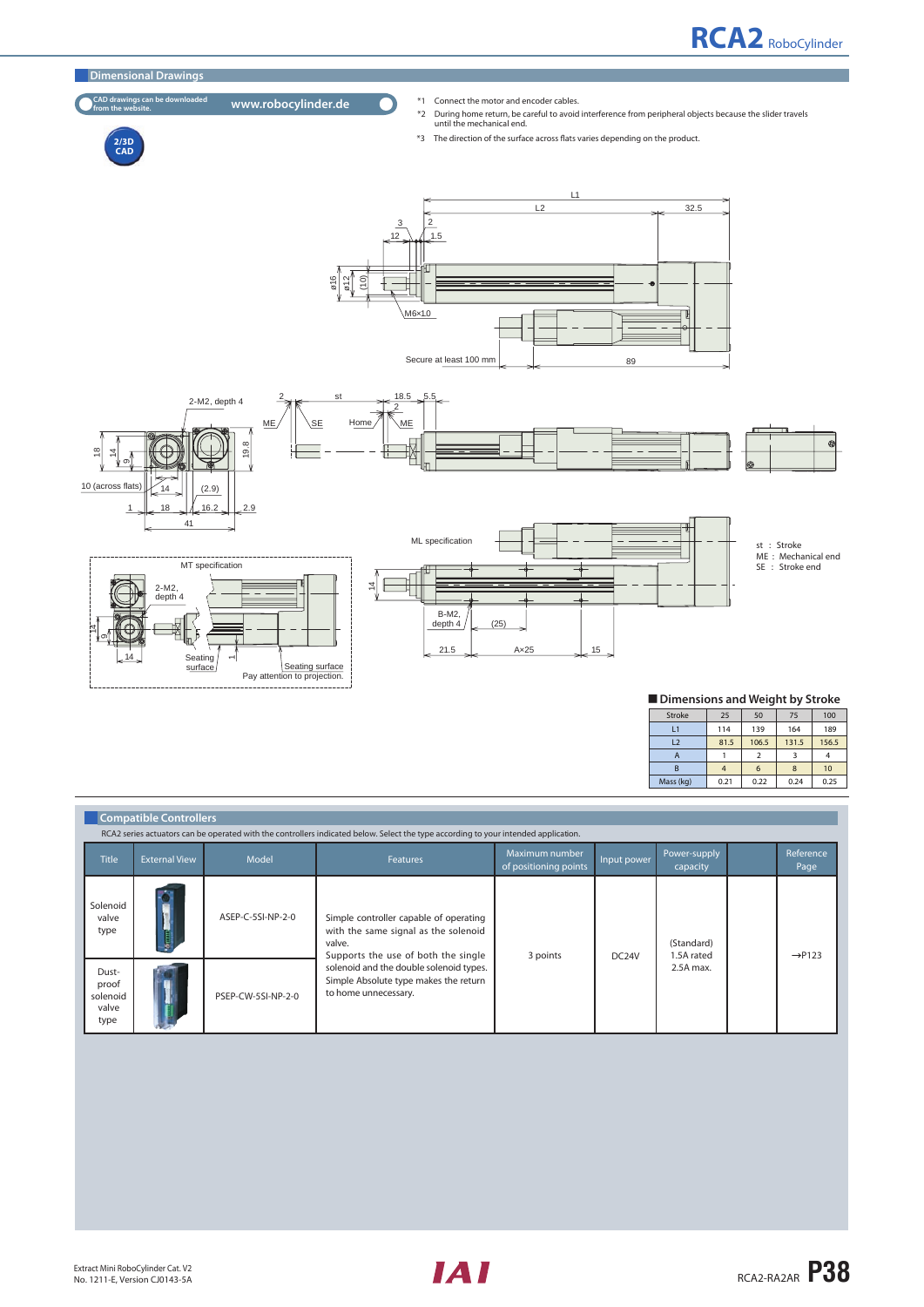## Dimensional Drawings

CAD drawings can be downloaded from the website. www.robocylinder.de

2/3D CAD

*1 Connect the motor and encoder cables.
*2 During home return, be careful to avoid interference from peripheral objects because the slider travels until the mechanical end.
*3 The direction of the surface across flats varies depending on the product.

L1
L2
32.5
3
2
12
1.5
ø16
ø12
(10)
M6×10
Secure at least 100 mm
89

2-M2, depth 4
18
14
9
19.8
10 (across flats)
14
(2.9)
1
18
16.2
2.9
41

2
st
18.5
5.5
2
ME
SE
Home
ME

ML specification
14
B-M2, depth 4
(25)
21.5
A×25
15

MT specification
2-M2, depth 4
14
9
14
Seating surface
1
Seating surface
Pay attention to projection.

st : Stroke
ME : Mechanical end
SE : Stroke end

### ■ Dimensions and Weight by Stroke

| Stroke | 25 | 50 | 75 | 100 |
|---|---|---|---|---|
| L1 | 114 | 139 | 164 | 189 |
| L2 | 81.5 | 106.5 | 131.5 | 156.5 |
| A | 1 | 2 | 3 | 4 |
| B | 4 | 6 | 8 | 10 |
| Mass (kg) | 0.21 | 0.22 | 0.24 | 0.25 |

## Compatible Controllers

RCA2 series actuators can be operated with the controllers indicated below. Select the type according to your intended application.

| Title | External View | Model | Features | Maximum number of positioning points | Input power | Power-supply capacity | | Reference Page |
|---|---|---|---|---|---|---|---|---|
| Solenoid valve type | | ASEP-C-5SI-NP-2-0 | Simple controller capable of operating with the same signal as the solenoid valve. Supports the use of both the single solenoid and the double solenoid types. Simple Absolute type makes the return to home unnecessary. | 3 points | DC24V | (Standard) 1.5A rated 2.5A max. | | →P123 |
| Dust-proof solenoid valve type | | PSEP-CW-5SI-NP-2-0 | | | | | | |